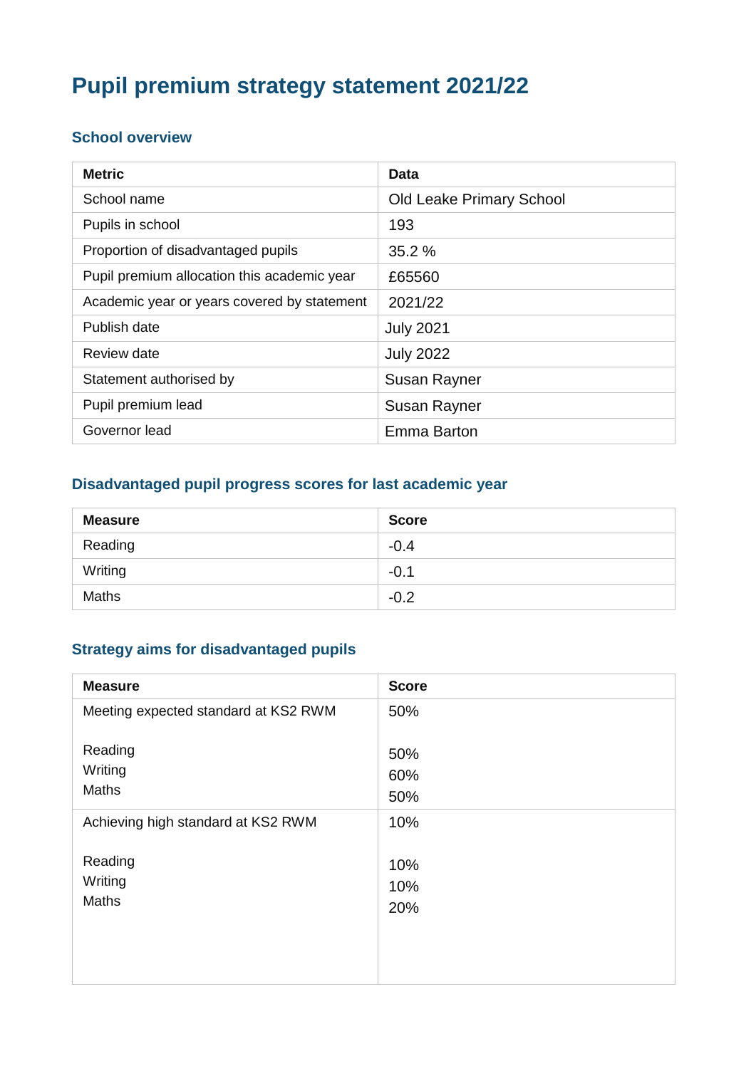# Pupil premium strategy statement 2021/22

## School overview

| Metric | Data |
|---|---|
| School name | Old Leake Primary School |
| Pupils in school | 193 |
| Proportion of disadvantaged pupils | 35.2 % |
| Pupil premium allocation this academic year | £65560 |
| Academic year or years covered by statement | 2021/22 |
| Publish date | July 2021 |
| Review date | July 2022 |
| Statement authorised by | Susan Rayner |
| Pupil premium lead | Susan Rayner |
| Governor lead | Emma Barton |

## Disadvantaged pupil progress scores for last academic year

| Measure | Score |
|---|---|
| Reading | -0.4 |
| Writing | -0.1 |
| Maths | -0.2 |

## Strategy aims for disadvantaged pupils

| Measure | Score |
|---|---|
| Meeting expected standard at KS2 RWM<br><br>Reading<br>Writing<br>Maths | 50%<br><br>50%<br>60%<br>50% |
| Achieving high standard at KS2 RWM<br><br>Reading<br>Writing<br>Maths | 10%<br><br>10%<br>10%<br>20% |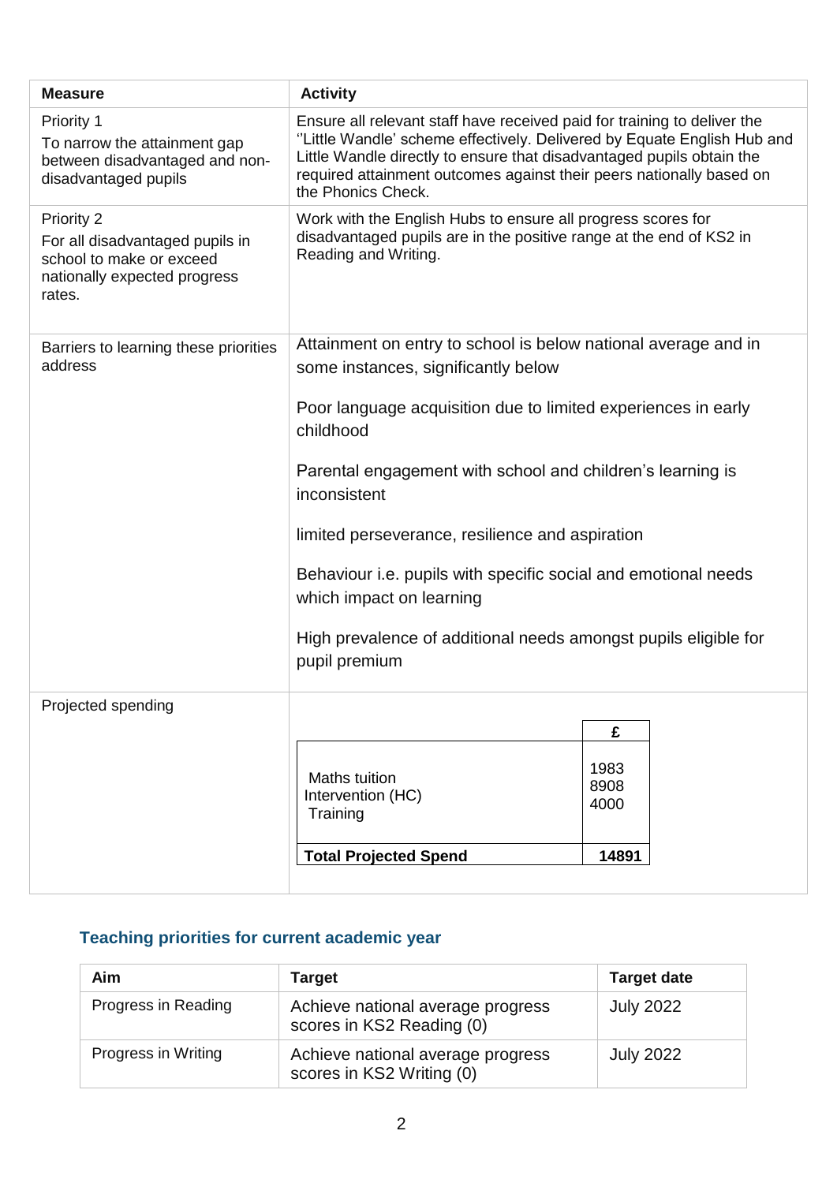| Measure | Activity |
|---|---|
| Priority 1<br>To narrow the attainment gap between disadvantaged and non-disadvantaged pupils | Ensure all relevant staff have received paid for training to deliver the ''Little Wandle' scheme effectively. Delivered by Equate English Hub and Little Wandle directly to ensure that disadvantaged pupils obtain the required attainment outcomes against their peers nationally based on the Phonics Check. |
| Priority 2<br>For all disadvantaged pupils in school to make or exceed nationally expected progress rates. | Work with the English Hubs to ensure all progress scores for disadvantaged pupils are in the positive range at the end of KS2 in Reading and Writing. |
| Barriers to learning these priorities address | Attainment on entry to school is below national average and in some instances, significantly below<br><br>Poor language acquisition due to limited experiences in early childhood<br><br>Parental engagement with school and children's learning is inconsistent<br><br>limited perseverance, resilience and aspiration<br><br>Behaviour i.e. pupils with specific social and emotional needs which impact on learning<br><br>High prevalence of additional needs amongst pupils eligible for pupil premium |
| Projected spending | |

| | £ |
|---|---|
| Maths tuition | 1983 |
| Intervention (HC) | 8908 |
| Training | 4000 |
| **Total Projected Spend** | **14891** |

## Teaching priorities for current academic year

| Aim | Target | Target date |
|---|---|---|
| Progress in Reading | Achieve national average progress scores in KS2 Reading (0) | July 2022 |
| Progress in Writing | Achieve national average progress scores in KS2 Writing (0) | July 2022 |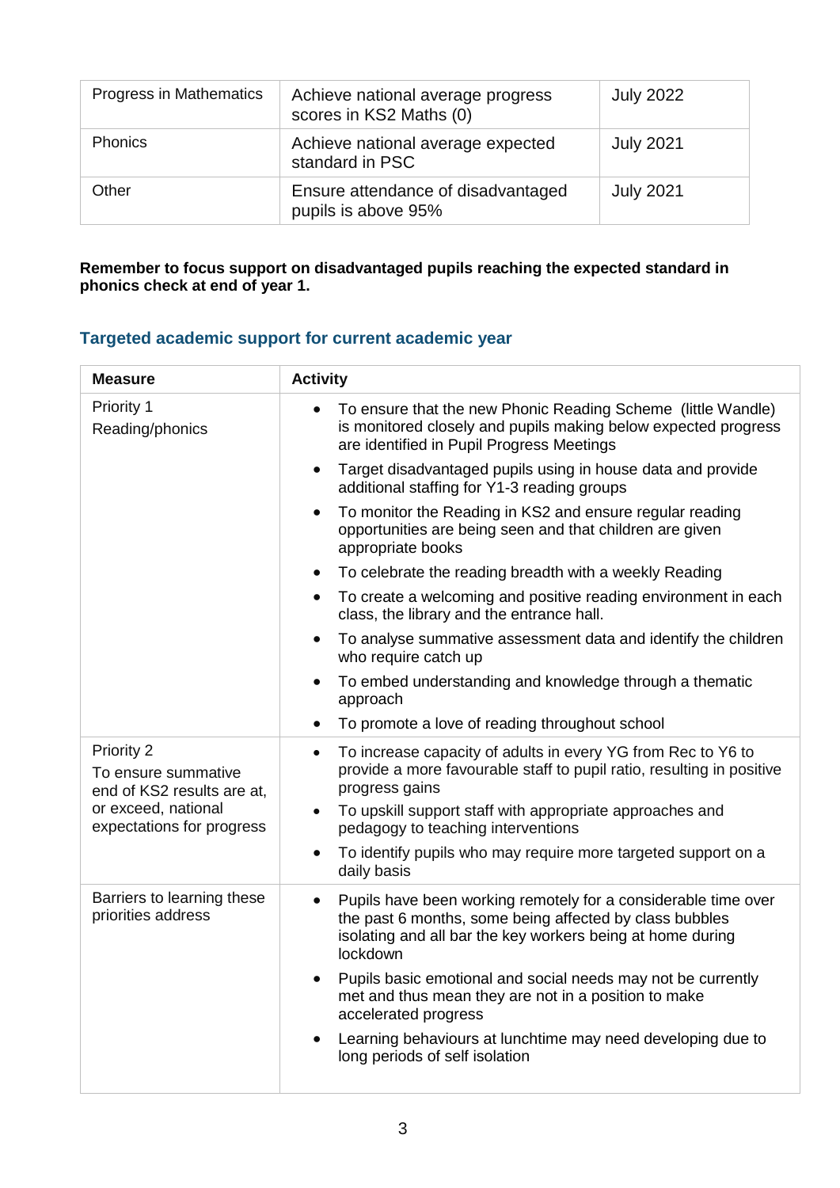| Progress in Mathematics | Achieve national average progress scores in KS2 Maths (0) | July 2022 |
|---|---|---|
| Phonics | Achieve national average expected standard in PSC | July 2021 |
| Other | Ensure attendance of disadvantaged pupils is above 95% | July 2021 |

**Remember to focus support on disadvantaged pupils reaching the expected standard in phonics check at end of year 1.**

## Targeted academic support for current academic year

| Measure | Activity |
|---|---|
| Priority 1<br>Reading/phonics | • To ensure that the new Phonic Reading Scheme (little Wandle) is monitored closely and pupils making below expected progress are identified in Pupil Progress Meetings<br>• Target disadvantaged pupils using in house data and provide additional staffing for Y1-3 reading groups<br>• To monitor the Reading in KS2 and ensure regular reading opportunities are being seen and that children are given appropriate books<br>• To celebrate the reading breadth with a weekly Reading<br>• To create a welcoming and positive reading environment in each class, the library and the entrance hall.<br>• To analyse summative assessment data and identify the children who require catch up<br>• To embed understanding and knowledge through a thematic approach<br>• To promote a love of reading throughout school |
| Priority 2<br>To ensure summative end of KS2 results are at, or exceed, national expectations for progress | • To increase capacity of adults in every YG from Rec to Y6 to provide a more favourable staff to pupil ratio, resulting in positive progress gains<br>• To upskill support staff with appropriate approaches and pedagogy to teaching interventions<br>• To identify pupils who may require more targeted support on a daily basis |
| Barriers to learning these priorities address | • Pupils have been working remotely for a considerable time over the past 6 months, some being affected by class bubbles isolating and all bar the key workers being at home during lockdown<br>• Pupils basic emotional and social needs may not be currently met and thus mean they are not in a position to make accelerated progress<br>• Learning behaviours at lunchtime may need developing due to long periods of self isolation |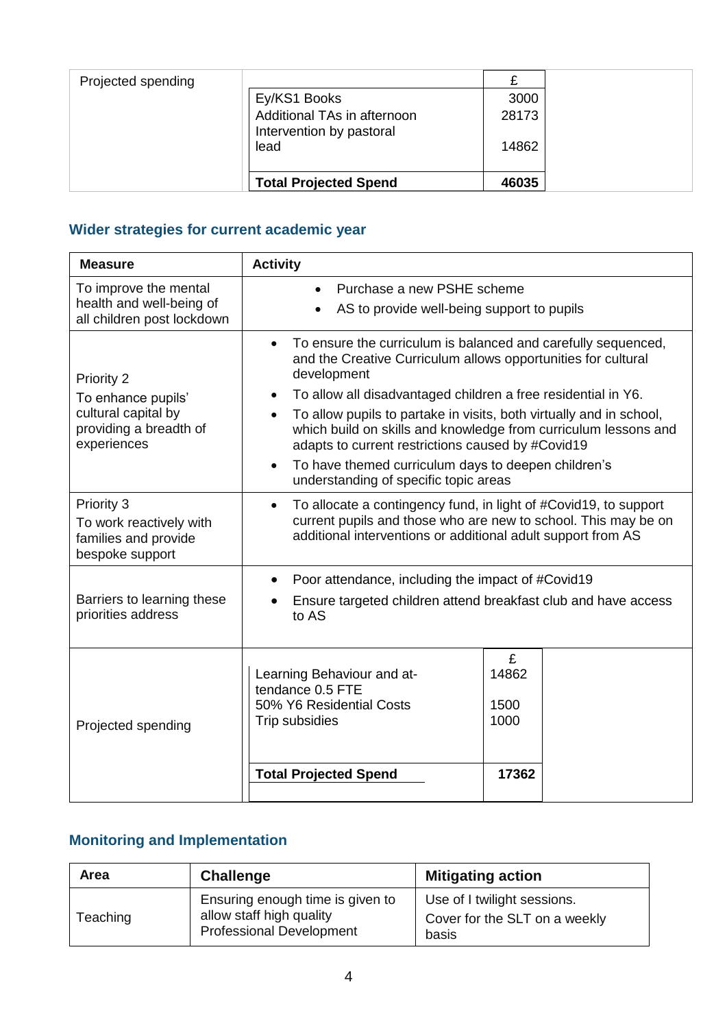| Projected spending | | £ |
|---|---|---|
| | Ey/KS1 Books | 3000 |
| | Additional TAs in afternoon | 28173 |
| | Intervention by pastoral lead | 14862 |
| | **Total Projected Spend** | **46035** |

## Wider strategies for current academic year

| Measure | Activity |
|---|---|
| To improve the mental health and well-being of all children post lockdown | • Purchase a new PSHE scheme<br>• AS to provide well-being support to pupils |
| Priority 2<br>To enhance pupils' cultural capital by providing a breadth of experiences | • To ensure the curriculum is balanced and carefully sequenced, and the Creative Curriculum allows opportunities for cultural development<br>• To allow all disadvantaged children a free residential in Y6.<br>• To allow pupils to partake in visits, both virtually and in school, which build on skills and knowledge from curriculum lessons and adapts to current restrictions caused by #Covid19<br>• To have themed curriculum days to deepen children's understanding of specific topic areas |
| Priority 3<br>To work reactively with families and provide bespoke support | • To allocate a contingency fund, in light of #Covid19, to support current pupils and those who are new to school. This may be on additional interventions or additional adult support from AS |
| Barriers to learning these priorities address | • Poor attendance, including the impact of #Covid19<br>• Ensure targeted children attend breakfast club and have access to AS |

| Projected spending | | £ |
|---|---|---|
| | Learning Behaviour and attendance 0.5 FTE | 14862 |
| | 50% Y6 Residential Costs | 1500 |
| | Trip subsidies | 1000 |
| | **Total Projected Spend** | **17362** |

## Monitoring and Implementation

| Area | Challenge | Mitigating action |
|---|---|---|
| Teaching | Ensuring enough time is given to allow staff high quality Professional Development | Use of I twilight sessions.<br>Cover for the SLT on a weekly basis |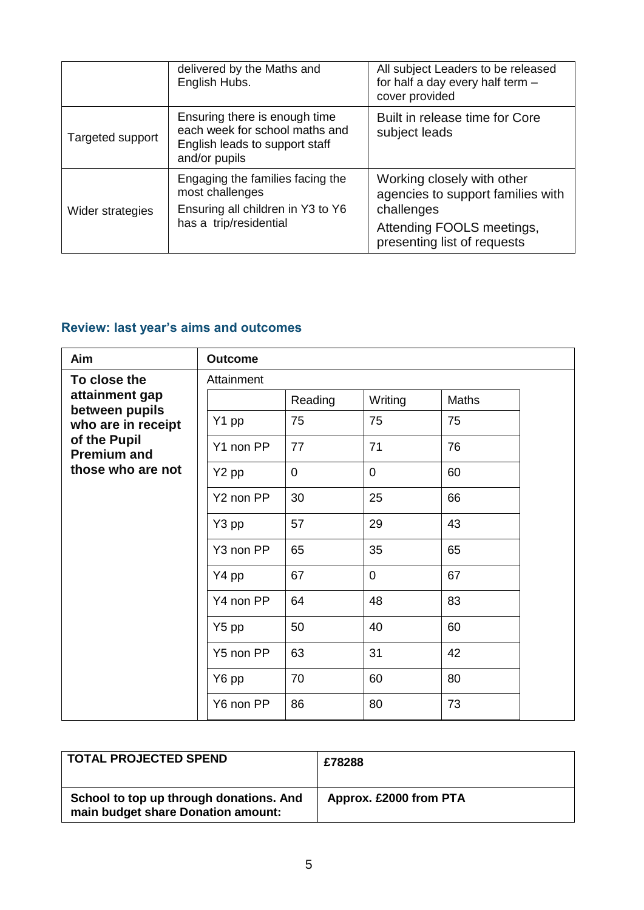| | | |
|---|---|---|
| | delivered by the Maths and English Hubs. | All subject Leaders to be released for half a day every half term – cover provided |
| Targeted support | Ensuring there is enough time each week for school maths and English leads to support staff and/or pupils | Built in release time for Core subject leads |
| Wider strategies | Engaging the families facing the most challenges<br>Ensuring all children in Y3 to Y6 has a trip/residential | Working closely with other agencies to support families with challenges<br>Attending FOOLS meetings, presenting list of requests |

## Review: last year's aims and outcomes

| Aim | Outcome | | | |
|---|---|---|---|---|
| **To close the attainment gap between pupils who are in receipt of the Pupil Premium and those who are not** | Attainment | | | |
| | | Reading | Writing | Maths |
| | Y1 pp | 75 | 75 | 75 |
| | Y1 non PP | 77 | 71 | 76 |
| | Y2 pp | 0 | 0 | 60 |
| | Y2 non PP | 30 | 25 | 66 |
| | Y3 pp | 57 | 29 | 43 |
| | Y3 non PP | 65 | 35 | 65 |
| | Y4 pp | 67 | 0 | 67 |
| | Y4 non PP | 64 | 48 | 83 |
| | Y5 pp | 50 | 40 | 60 |
| | Y5 non PP | 63 | 31 | 42 |
| | Y6 pp | 70 | 60 | 80 |
| | Y6 non PP | 86 | 80 | 73 |

| | |
|---|---|
| **TOTAL PROJECTED SPEND** | **£78288** |
| **School to top up through donations. And main budget share Donation amount:** | **Approx. £2000 from PTA** |